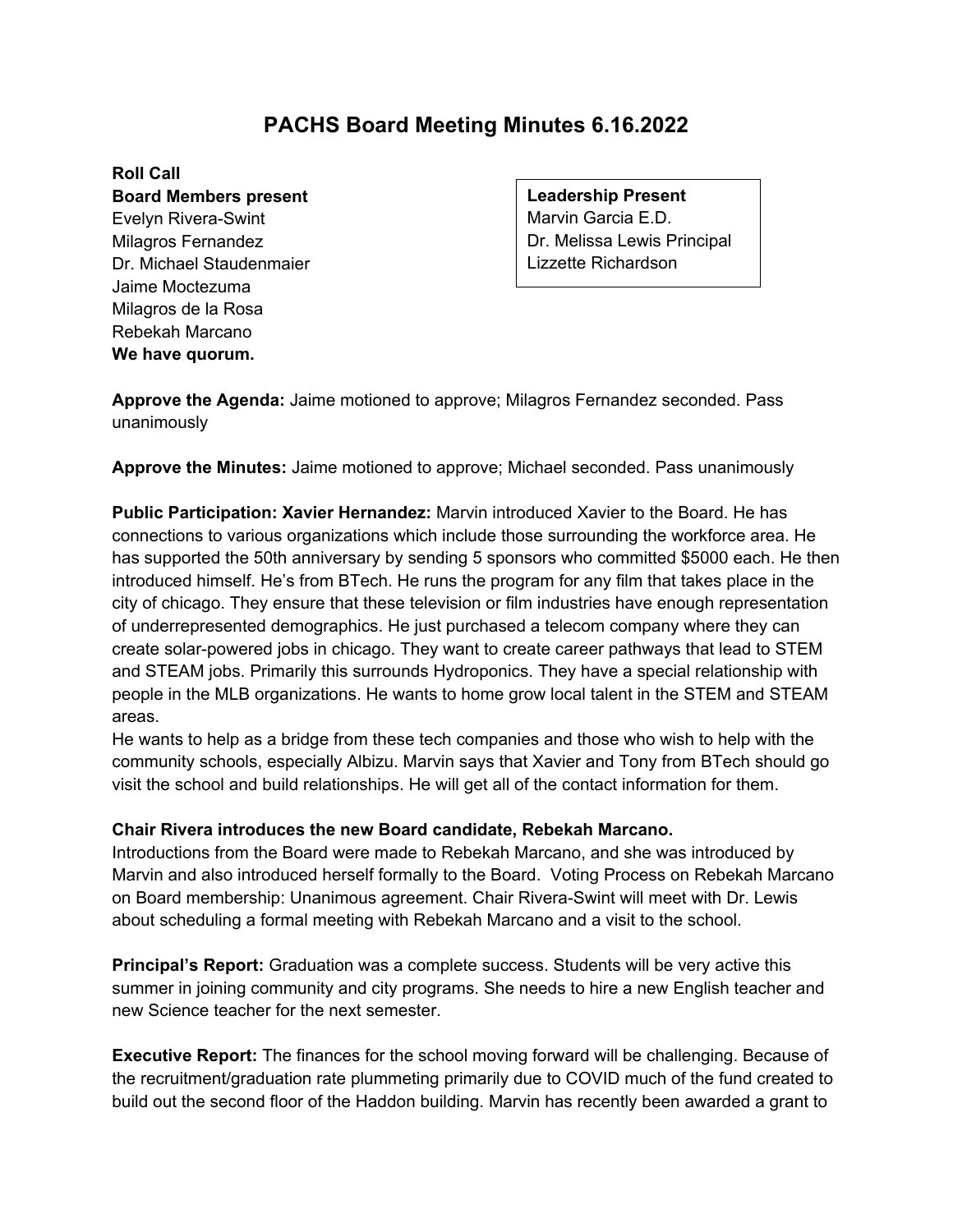# PACHS Board Meeting Minutes 6.16.2022

**Roll Call**

**Board Members present**

Evelyn Rivera-Swint
Milagros Fernandez
Dr. Michael Staudenmaier
Jaime Moctezuma
Milagros de la Rosa
Rebekah Marcano

**We have quorum.**

**Leadership Present**

Marvin Garcia E.D.
Dr. Melissa Lewis Principal
Lizzette Richardson

**Approve the Agenda:** Jaime motioned to approve; Milagros Fernandez seconded. Pass unanimously

**Approve the Minutes:** Jaime motioned to approve; Michael seconded. Pass unanimously

**Public Participation: Xavier Hernandez:** Marvin introduced Xavier to the Board. He has connections to various organizations which include those surrounding the workforce area. He has supported the 50th anniversary by sending 5 sponsors who committed $5000 each. He then introduced himself. He's from BTech. He runs the program for any film that takes place in the city of chicago. They ensure that these television or film industries have enough representation of underrepresented demographics. He just purchased a telecom company where they can create solar-powered jobs in chicago. They want to create career pathways that lead to STEM and STEAM jobs. Primarily this surrounds Hydroponics. They have a special relationship with people in the MLB organizations. He wants to home grow local talent in the STEM and STEAM areas.
He wants to help as a bridge from these tech companies and those who wish to help with the community schools, especially Albizu. Marvin says that Xavier and Tony from BTech should go visit the school and build relationships. He will get all of the contact information for them.

**Chair Rivera introduces the new Board candidate, Rebekah Marcano.**
Introductions from the Board were made to Rebekah Marcano, and she was introduced by Marvin and also introduced herself formally to the Board. Voting Process on Rebekah Marcano on Board membership: Unanimous agreement. Chair Rivera-Swint will meet with Dr. Lewis about scheduling a formal meeting with Rebekah Marcano and a visit to the school.

**Principal's Report:** Graduation was a complete success. Students will be very active this summer in joining community and city programs. She needs to hire a new English teacher and new Science teacher for the next semester.

**Executive Report:** The finances for the school moving forward will be challenging. Because of the recruitment/graduation rate plummeting primarily due to COVID much of the fund created to build out the second floor of the Haddon building. Marvin has recently been awarded a grant to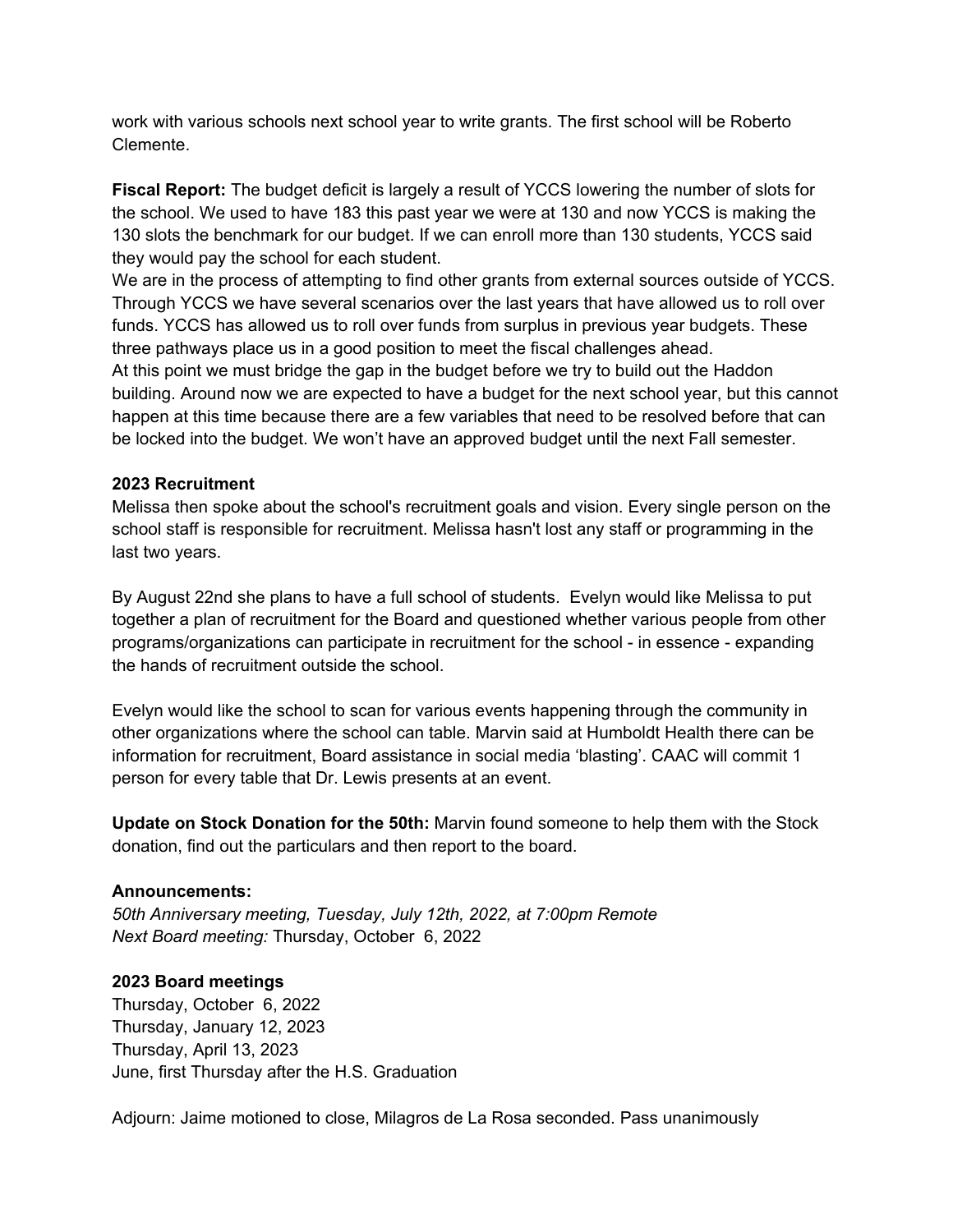work with various schools next school year to write grants. The first school will be Roberto Clemente.

**Fiscal Report:** The budget deficit is largely a result of YCCS lowering the number of slots for the school. We used to have 183 this past year we were at 130 and now YCCS is making the 130 slots the benchmark for our budget. If we can enroll more than 130 students, YCCS said they would pay the school for each student.
We are in the process of attempting to find other grants from external sources outside of YCCS. Through YCCS we have several scenarios over the last years that have allowed us to roll over funds. YCCS has allowed us to roll over funds from surplus in previous year budgets. These three pathways place us in a good position to meet the fiscal challenges ahead.
At this point we must bridge the gap in the budget before we try to build out the Haddon building. Around now we are expected to have a budget for the next school year, but this cannot happen at this time because there are a few variables that need to be resolved before that can be locked into the budget. We won't have an approved budget until the next Fall semester.

**2023 Recruitment**
Melissa then spoke about the school's recruitment goals and vision. Every single person on the school staff is responsible for recruitment. Melissa hasn't lost any staff or programming in the last two years.

By August 22nd she plans to have a full school of students. Evelyn would like Melissa to put together a plan of recruitment for the Board and questioned whether various people from other programs/organizations can participate in recruitment for the school - in essence - expanding the hands of recruitment outside the school.

Evelyn would like the school to scan for various events happening through the community in other organizations where the school can table. Marvin said at Humboldt Health there can be information for recruitment, Board assistance in social media 'blasting'. CAAC will commit 1 person for every table that Dr. Lewis presents at an event.

**Update on Stock Donation for the 50th:** Marvin found someone to help them with the Stock donation, find out the particulars and then report to the board.

**Announcements:**
*50th Anniversary meeting, Tuesday, July 12th, 2022, at 7:00pm Remote*
*Next Board meeting:* Thursday, October 6, 2022

**2023 Board meetings**
Thursday, October 6, 2022
Thursday, January 12, 2023
Thursday, April 13, 2023
June, first Thursday after the H.S. Graduation

Adjourn: Jaime motioned to close, Milagros de La Rosa seconded. Pass unanimously